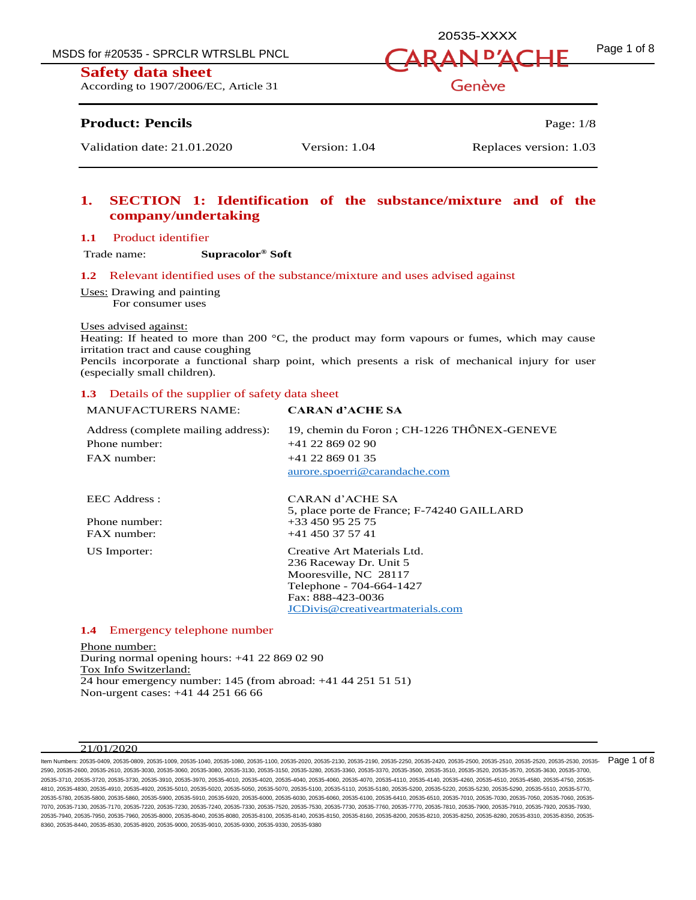**Safety data sheet**
According to 1907/2006/EC, Article 31

**Product: Pencils**

| Validation date: 21.01.2020 | Version: 1.04 | Replaces version: 1.03 |
|---|---|---|

# 1. SECTION 1: Identification of the substance/mixture and of the company/undertaking

## 1.1 Product identifier

Trade name: **Supracolor® Soft**

## 1.2 Relevant identified uses of the substance/mixture and uses advised against

Uses: Drawing and painting
For consumer uses

Uses advised against:
Heating: If heated to more than 200 °C, the product may form vapours or fumes, which may cause irritation tract and cause coughing
Pencils incorporate a functional sharp point, which presents a risk of mechanical injury for user (especially small children).

## 1.3 Details of the supplier of safety data sheet

| | |
|---|---|
| MANUFACTURERS NAME: | **CARAN d'ACHE SA** |
| Address (complete mailing address): | 19, chemin du Foron ; CH-1226 THÔNEX-GENEVE |
| Phone number: | +41 22 869 02 90 |
| FAX number: | +41 22 869 01 35 |
| | aurore.spoerri@carandache.com |
| EEC Address : | CARAN d'ACHE SA<br>5, place porte de France; F-74240 GAILLARD |
| Phone number: | +33 450 95 25 75 |
| FAX number: | +41 450 37 57 41 |
| US Importer: | Creative Art Materials Ltd.<br>236 Raceway Dr. Unit 5<br>Mooresville, NC 28117<br>Telephone - 704-664-1427<br>Fax: 888-423-0036<br>JCDivis@creativeartmaterials.com |

## 1.4 Emergency telephone number

Phone number:
During normal opening hours: +41 22 869 02 90
Tox Info Switzerland:
24 hour emergency number: 145 (from abroad: +41 44 251 51 51)
Non-urgent cases: +41 44 251 66 66

21/01/2020

Item Numbers: 20535-0409, 20535-0809, 20535-1009, 20535-1040, 20535-1080, 20535-1100, 20535-2020, 20535-2130, 20535-2190, 20535-2250, 20535-2420, 20535-2500, 20535-2510, 20535-2520, 20535-2530, 20535-2590, 20535-2600, 20535-2610, 20535-3030, 20535-3060, 20535-3080, 20535-3130, 20535-3150, 20535-3280, 20535-3360, 20535-3370, 20535-3500, 20535-3510, 20535-3520, 20535-3570, 20535-3630, 20535-3700, 20535-3710, 20535-3720, 20535-3730, 20535-3910, 20535-3970, 20535-4010, 20535-4020, 20535-4040, 20535-4060, 20535-4070, 20535-4110, 20535-4140, 20535-4260, 20535-4510, 20535-4580, 20535-4750, 20535-4810, 20535-4830, 20535-4910, 20535-4920, 20535-5010, 20535-5020, 20535-5050, 20535-5070, 20535-5100, 20535-5110, 20535-5180, 20535-5200, 20535-5220, 20535-5230, 20535-5290, 20535-5510, 20535-5770, 20535-5780, 20535-5800, 20535-5860, 20535-5900, 20535-5910, 20535-5920, 20535-6000, 20535-6030, 20535-6060, 20535-6100, 20535-6410, 20535-6510, 20535-7010, 20535-7030, 20535-7050, 20535-7060, 20535-7070, 20535-7130, 20535-7170, 20535-7220, 20535-7230, 20535-7240, 20535-7330, 20535-7520, 20535-7530, 20535-7730, 20535-7760, 20535-7770, 20535-7810, 20535-7900, 20535-7910, 20535-7920, 20535-7930, 20535-7940, 20535-7950, 20535-7960, 20535-8000, 20535-8040, 20535-8080, 20535-8100, 20535-8140, 20535-8150, 20535-8160, 20535-8200, 20535-8210, 20535-8250, 20535-8280, 20535-8310, 20535-8350, 20535-8360, 20535-8440, 20535-8530, 20535-8920, 20535-9000, 20535-9010, 20535-9300, 20535-9330, 20535-9380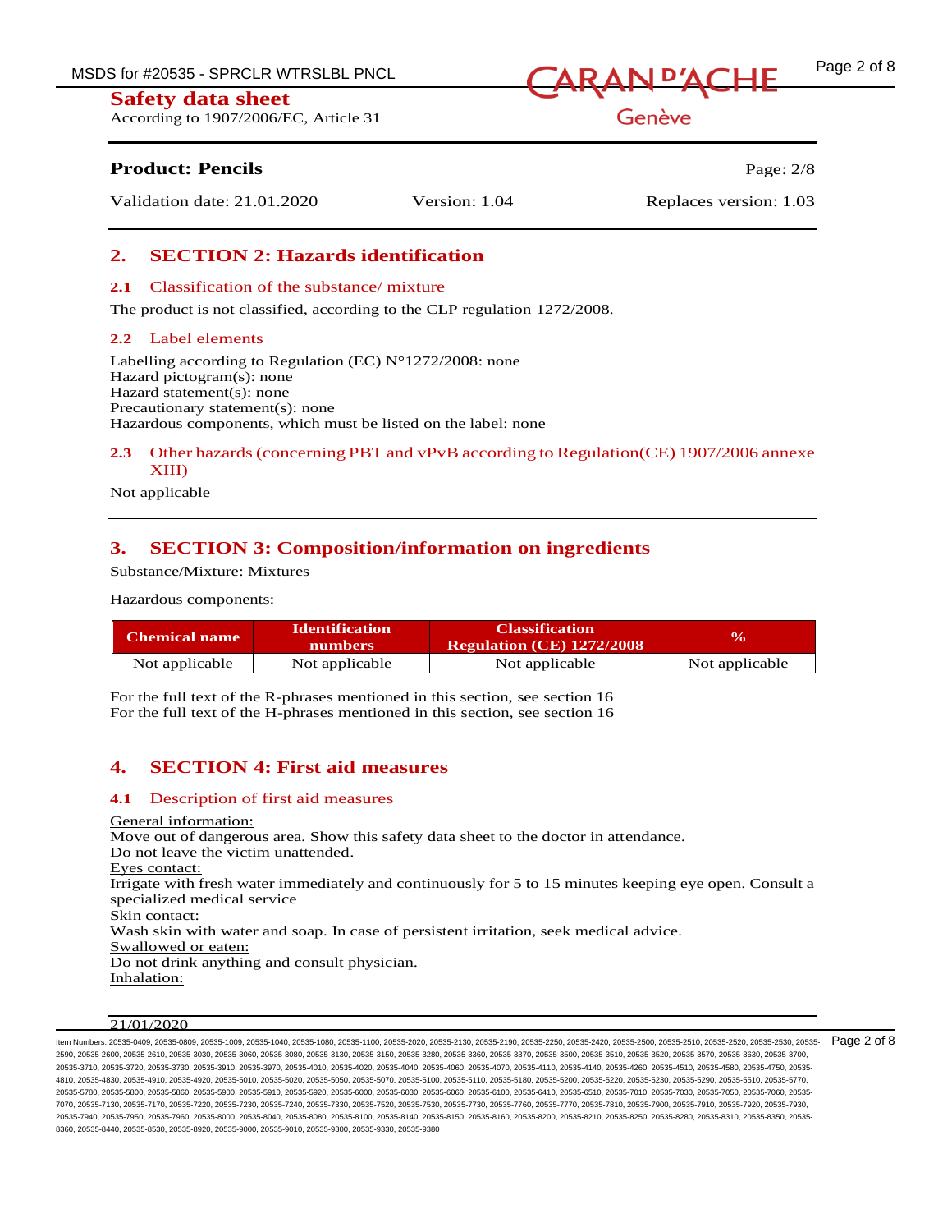## 2. SECTION 2: Hazards identification

### 2.1 Classification of the substance/ mixture

The product is not classified, according to the CLP regulation 1272/2008.

### 2.2 Label elements

Labelling according to Regulation (EC) N°1272/2008: none
Hazard pictogram(s): none
Hazard statement(s): none
Precautionary statement(s): none
Hazardous components, which must be listed on the label: none

### 2.3 Other hazards (concerning PBT and vPvB according to Regulation(CE) 1907/2006 annexe XIII)

Not applicable

## 3. SECTION 3: Composition/information on ingredients

Substance/Mixture: Mixtures

Hazardous components:

| Chemical name | Identification numbers | Classification Regulation (CE) 1272/2008 | % |
|---|---|---|---|
| Not applicable | Not applicable | Not applicable | Not applicable |

For the full text of the R-phrases mentioned in this section, see section 16
For the full text of the H-phrases mentioned in this section, see section 16

## 4. SECTION 4: First aid measures

### 4.1 Description of first aid measures

General information:
Move out of dangerous area. Show this safety data sheet to the doctor in attendance.
Do not leave the victim unattended.
Eyes contact:
Irrigate with fresh water immediately and continuously for 5 to 15 minutes keeping eye open. Consult a specialized medical service
Skin contact:
Wash skin with water and soap. In case of persistent irritation, seek medical advice.
Swallowed or eaten:
Do not drink anything and consult physician.
Inhalation: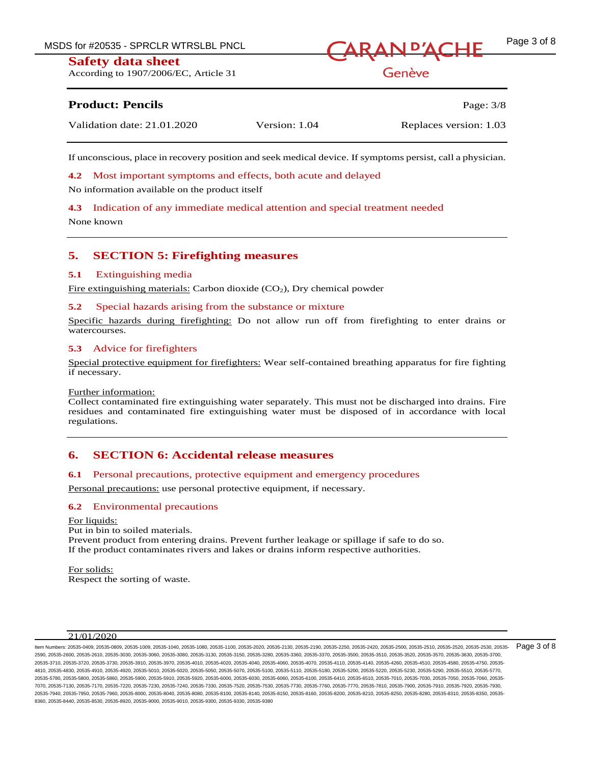If unconscious, place in recovery position and seek medical device. If symptoms persist, call a physician.

### 4.2 Most important symptoms and effects, both acute and delayed

No information available on the product itself

### 4.3 Indication of any immediate medical attention and special treatment needed

None known

## 5. SECTION 5: Firefighting measures

### 5.1 Extinguishing media

Fire extinguishing materials: Carbon dioxide ($CO_2$), Dry chemical powder

### 5.2 Special hazards arising from the substance or mixture

Specific hazards during firefighting: Do not allow run off from firefighting to enter drains or watercourses.

### 5.3 Advice for firefighters

Special protective equipment for firefighters: Wear self-contained breathing apparatus for fire fighting if necessary.

Further information:
Collect contaminated fire extinguishing water separately. This must not be discharged into drains. Fire residues and contaminated fire extinguishing water must be disposed of in accordance with local regulations.

## 6. SECTION 6: Accidental release measures

### 6.1 Personal precautions, protective equipment and emergency procedures

Personal precautions: use personal protective equipment, if necessary.

### 6.2 Environmental precautions

For liquids:
Put in bin to soiled materials.
Prevent product from entering drains. Prevent further leakage or spillage if safe to do so.
If the product contaminates rivers and lakes or drains inform respective authorities.

For solids:
Respect the sorting of waste.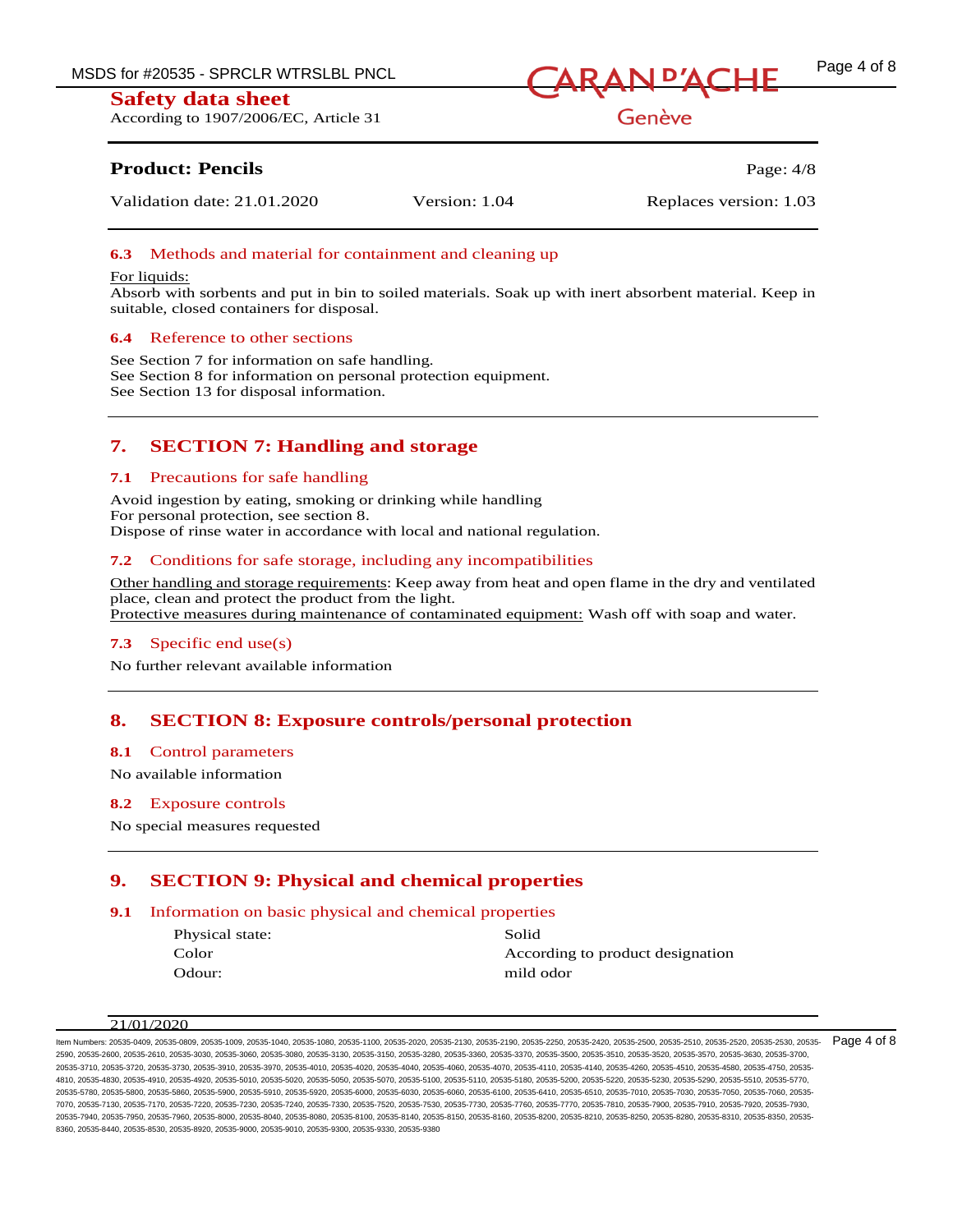### 6.3 Methods and material for containment and cleaning up

For liquids:
Absorb with sorbents and put in bin to soiled materials. Soak up with inert absorbent material. Keep in suitable, closed containers for disposal.

### 6.4 Reference to other sections

See Section 7 for information on safe handling.
See Section 8 for information on personal protection equipment.
See Section 13 for disposal information.

## 7. SECTION 7: Handling and storage

### 7.1 Precautions for safe handling

Avoid ingestion by eating, smoking or drinking while handling
For personal protection, see section 8.
Dispose of rinse water in accordance with local and national regulation.

### 7.2 Conditions for safe storage, including any incompatibilities

Other handling and storage requirements: Keep away from heat and open flame in the dry and ventilated place, clean and protect the product from the light.
Protective measures during maintenance of contaminated equipment: Wash off with soap and water.

### 7.3 Specific end use(s)

No further relevant available information

## 8. SECTION 8: Exposure controls/personal protection

### 8.1 Control parameters

No available information

### 8.2 Exposure controls

No special measures requested

## 9. SECTION 9: Physical and chemical properties

### 9.1 Information on basic physical and chemical properties

| | |
|---|---|
| Physical state: | Solid |
| Color | According to product designation |
| Odour: | mild odor |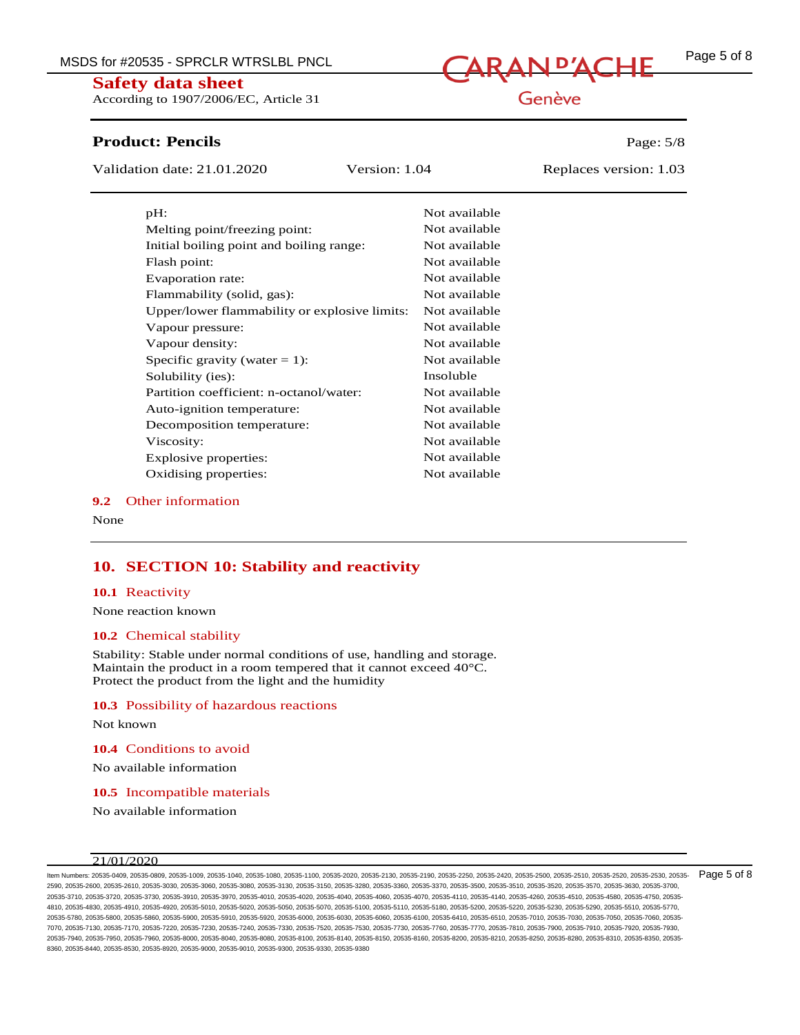| | |
|---|---|
| pH: | Not available |
| Melting point/freezing point: | Not available |
| Initial boiling point and boiling range: | Not available |
| Flash point: | Not available |
| Evaporation rate: | Not available |
| Flammability (solid, gas): | Not available |
| Upper/lower flammability or explosive limits: | Not available |
| Vapour pressure: | Not available |
| Vapour density: | Not available |
| Specific gravity (water = 1): | Not available |
| Solubility (ies): | Insoluble |
| Partition coefficient: n-octanol/water: | Not available |
| Auto-ignition temperature: | Not available |
| Decomposition temperature: | Not available |
| Viscosity: | Not available |
| Explosive properties: | Not available |
| Oxidising properties: | Not available |

### 9.2 Other information

None

## 10. SECTION 10: Stability and reactivity

### 10.1 Reactivity

None reaction known

### 10.2 Chemical stability

Stability: Stable under normal conditions of use, handling and storage.
Maintain the product in a room tempered that it cannot exceed 40°C.
Protect the product from the light and the humidity

### 10.3 Possibility of hazardous reactions

Not known

### 10.4 Conditions to avoid

No available information

### 10.5 Incompatible materials

No available information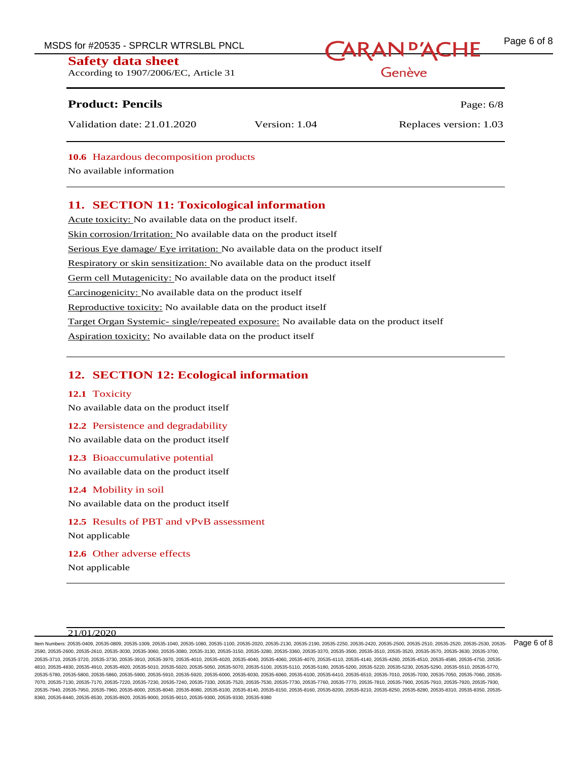### 10.6 Hazardous decomposition products

No available information

## 11. SECTION 11: Toxicological information

Acute toxicity: No available data on the product itself.

Skin corrosion/Irritation: No available data on the product itself

Serious Eye damage/ Eye irritation: No available data on the product itself

Respiratory or skin sensitization: No available data on the product itself

Germ cell Mutagenicity: No available data on the product itself

Carcinogenicity: No available data on the product itself

Reproductive toxicity: No available data on the product itself

Target Organ Systemic- single/repeated exposure: No available data on the product itself

Aspiration toxicity: No available data on the product itself

## 12. SECTION 12: Ecological information

### 12.1 Toxicity

No available data on the product itself

### 12.2 Persistence and degradability

No available data on the product itself

### 12.3 Bioaccumulative potential

No available data on the product itself

### 12.4 Mobility in soil

No available data on the product itself

### 12.5 Results of PBT and vPvB assessment

Not applicable

### 12.6 Other adverse effects

Not applicable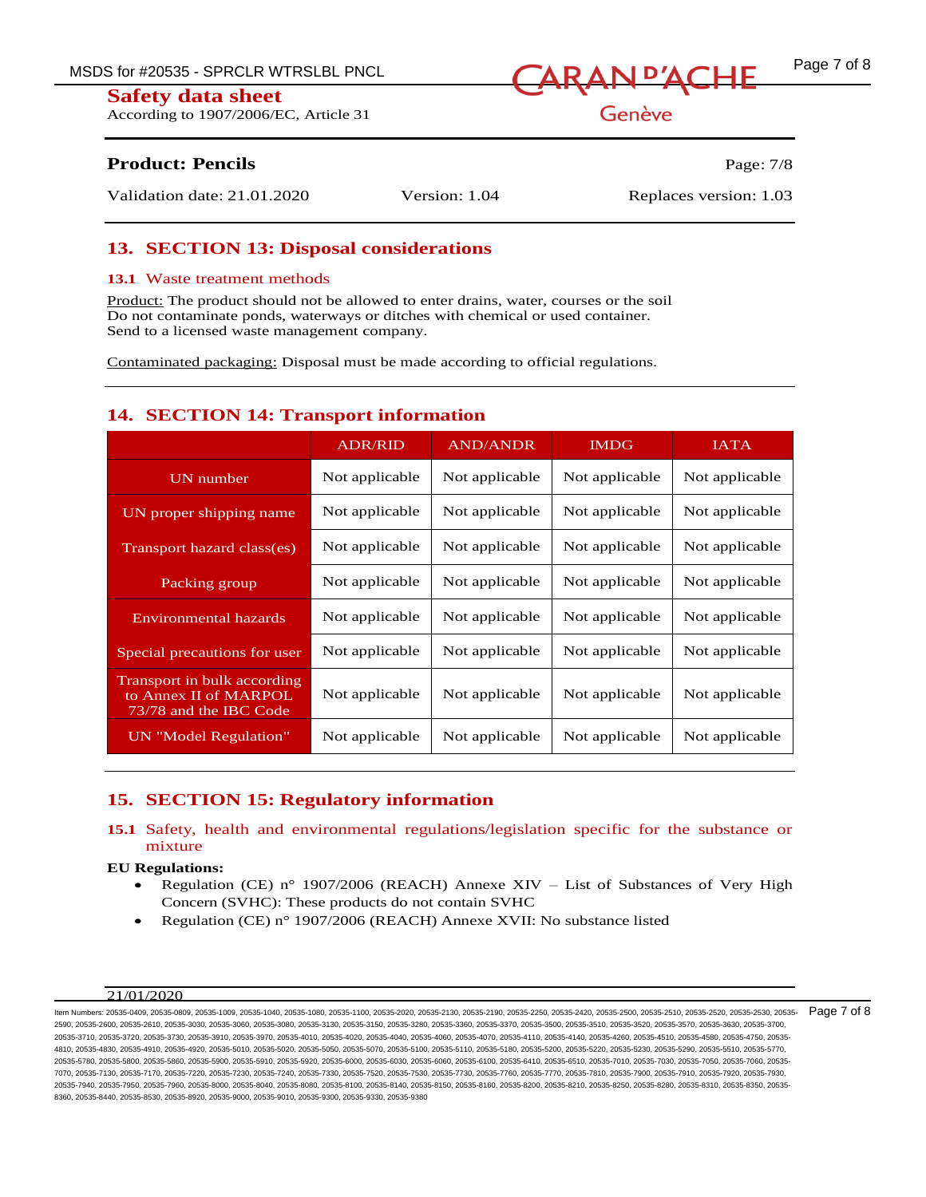## 13. SECTION 13: Disposal considerations

### 13.1 Waste treatment methods

Product: The product should not be allowed to enter drains, water, courses or the soil
Do not contaminate ponds, waterways or ditches with chemical or used container.
Send to a licensed waste management company.

Contaminated packaging: Disposal must be made according to official regulations.

## 14. SECTION 14: Transport information

| | ADR/RID | AND/ANDR | IMDG | IATA |
|---|---|---|---|---|
| UN number | Not applicable | Not applicable | Not applicable | Not applicable |
| UN proper shipping name | Not applicable | Not applicable | Not applicable | Not applicable |
| Transport hazard class(es) | Not applicable | Not applicable | Not applicable | Not applicable |
| Packing group | Not applicable | Not applicable | Not applicable | Not applicable |
| Environmental hazards | Not applicable | Not applicable | Not applicable | Not applicable |
| Special precautions for user | Not applicable | Not applicable | Not applicable | Not applicable |
| Transport in bulk according to Annex II of MARPOL 73/78 and the IBC Code | Not applicable | Not applicable | Not applicable | Not applicable |
| UN "Model Regulation" | Not applicable | Not applicable | Not applicable | Not applicable |

## 15. SECTION 15: Regulatory information

### 15.1 Safety, health and environmental regulations/legislation specific for the substance or mixture

**EU Regulations:**

- Regulation (CE) n° 1907/2006 (REACH) Annexe XIV – List of Substances of Very High Concern (SVHC): These products do not contain SVHC
- Regulation (CE) n° 1907/2006 (REACH) Annexe XVII: No substance listed

21/01/2020

Item Numbers: 20535-0409, 20535-0809, 20535-1009, 20535-1040, 20535-1080, 20535-1100, 20535-2020, 20535-2130, 20535-2190, 20535-2250, 20535-2420, 20535-2500, 20535-2510, 20535-2520, 20535-2530, 20535-2590, 20535-2600, 20535-2610, 20535-3030, 20535-3060, 20535-3080, 20535-3130, 20535-3150, 20535-3280, 20535-3360, 20535-3370, 20535-3500, 20535-3510, 20535-3520, 20535-3570, 20535-3630, 20535-3700, 20535-3710, 20535-3720, 20535-3730, 20535-3910, 20535-3970, 20535-4010, 20535-4020, 20535-4040, 20535-4060, 20535-4070, 20535-4110, 20535-4140, 20535-4260, 20535-4510, 20535-4580, 20535-4750, 20535-4810, 20535-4830, 20535-4910, 20535-4920, 20535-5010, 20535-5020, 20535-5050, 20535-5070, 20535-5100, 20535-5110, 20535-5180, 20535-5200, 20535-5220, 20535-5230, 20535-5290, 20535-5510, 20535-5770, 20535-5780, 20535-5800, 20535-5860, 20535-5900, 20535-5910, 20535-5920, 20535-6000, 20535-6030, 20535-6060, 20535-6100, 20535-6410, 20535-6510, 20535-7010, 20535-7030, 20535-7050, 20535-7060, 20535-7070, 20535-7130, 20535-7170, 20535-7220, 20535-7230, 20535-7240, 20535-7330, 20535-7520, 20535-7530, 20535-7730, 20535-7760, 20535-7770, 20535-7810, 20535-7900, 20535-7910, 20535-7920, 20535-7930, 20535-7940, 20535-7950, 20535-7960, 20535-8000, 20535-8040, 20535-8080, 20535-8100, 20535-8140, 20535-8150, 20535-8160, 20535-8200, 20535-8210, 20535-8250, 20535-8280, 20535-8310, 20535-8350, 20535-8360, 20535-8440, 20535-8530, 20535-8920, 20535-9000, 20535-9010, 20535-9300, 20535-9330, 20535-9380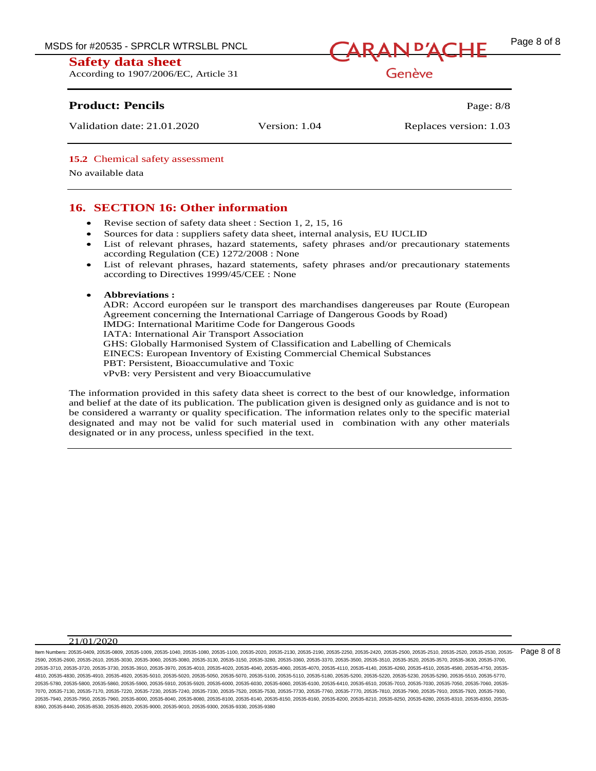**15.2** Chemical safety assessment

No available data

## 16. SECTION 16: Other information

- Revise section of safety data sheet : Section 1, 2, 15, 16
- Sources for data : suppliers safety data sheet, internal analysis, EU IUCLID
- List of relevant phrases, hazard statements, safety phrases and/or precautionary statements according Regulation (CE) 1272/2008 : None
- List of relevant phrases, hazard statements, safety phrases and/or precautionary statements according to Directives 1999/45/CEE : None

- **Abbreviations :**
  ADR: Accord européen sur le transport des marchandises dangereuses par Route (European Agreement concerning the International Carriage of Dangerous Goods by Road)
  IMDG: International Maritime Code for Dangerous Goods
  IATA: International Air Transport Association
  GHS: Globally Harmonised System of Classification and Labelling of Chemicals
  EINECS: European Inventory of Existing Commercial Chemical Substances
  PBT: Persistent, Bioaccumulative and Toxic
  vPvB: very Persistent and very Bioaccumulative

The information provided in this safety data sheet is correct to the best of our knowledge, information and belief at the date of its publication. The publication given is designed only as guidance and is not to be considered a warranty or quality specification. The information relates only to the specific material designated and may not be valid for such material used in combination with any other materials designated or in any process, unless specified in the text.